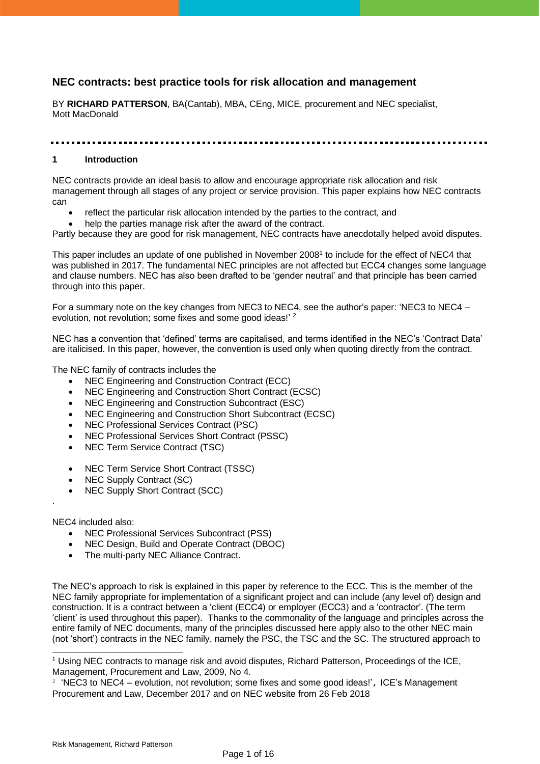# NEC contracts: best practice tools for risk allocation and management

BY **RICHARD PATTERSON**, BA(Cantab), MBA, CEng, MICE, procurement and NEC specialist, Mott MacDonald

## 1 Introduction

NEC contracts provide an ideal basis to allow and encourage appropriate risk allocation and risk management through all stages of any project or service provision. This paper explains how NEC contracts can

- reflect the particular risk allocation intended by the parties to the contract, and
- help the parties manage risk after the award of the contract.

Partly because they are good for risk management, NEC contracts have anecdotally helped avoid disputes.

This paper includes an update of one published in November 2008[1] to include for the effect of NEC4 that was published in 2017. The fundamental NEC principles are not affected but ECC4 changes some language and clause numbers. NEC has also been drafted to be 'gender neutral' and that principle has been carried through into this paper.

For a summary note on the key changes from NEC3 to NEC4, see the author's paper: 'NEC3 to NEC4 – evolution, not revolution; some fixes and some good ideas!' [2]

NEC has a convention that 'defined' terms are capitalised, and terms identified in the NEC's 'Contract Data' are italicised. In this paper, however, the convention is used only when quoting directly from the contract.

The NEC family of contracts includes the

- NEC Engineering and Construction Contract (ECC)
- NEC Engineering and Construction Short Contract (ECSC)
- NEC Engineering and Construction Subcontract (ESC)
- NEC Engineering and Construction Short Subcontract (ECSC)
- NEC Professional Services Contract (PSC)
- NEC Professional Services Short Contract (PSSC)
- NEC Term Service Contract (TSC)
- NEC Term Service Short Contract (TSSC)
- NEC Supply Contract (SC)
- NEC Supply Short Contract (SCC)

.

NEC4 included also:

- NEC Professional Services Subcontract (PSS)
- NEC Design, Build and Operate Contract (DBOC)
- The multi-party NEC Alliance Contract.

The NEC's approach to risk is explained in this paper by reference to the ECC. This is the member of the NEC family appropriate for implementation of a significant project and can include (any level of) design and construction. It is a contract between a 'client (ECC4) or employer (ECC3) and a 'contractor'. (The term 'client' is used throughout this paper). Thanks to the commonality of the language and principles across the entire family of NEC documents, many of the principles discussed here apply also to the other NEC main (not 'short') contracts in the NEC family, namely the PSC, the TSC and the SC. The structured approach to

---

[1] Using NEC contracts to manage risk and avoid disputes, Richard Patterson, Proceedings of the ICE, Management, Procurement and Law, 2009, No 4.

[2] 'NEC3 to NEC4 – evolution, not revolution; some fixes and some good ideas!', ICE's Management Procurement and Law, December 2017 and on NEC website from 26 Feb 2018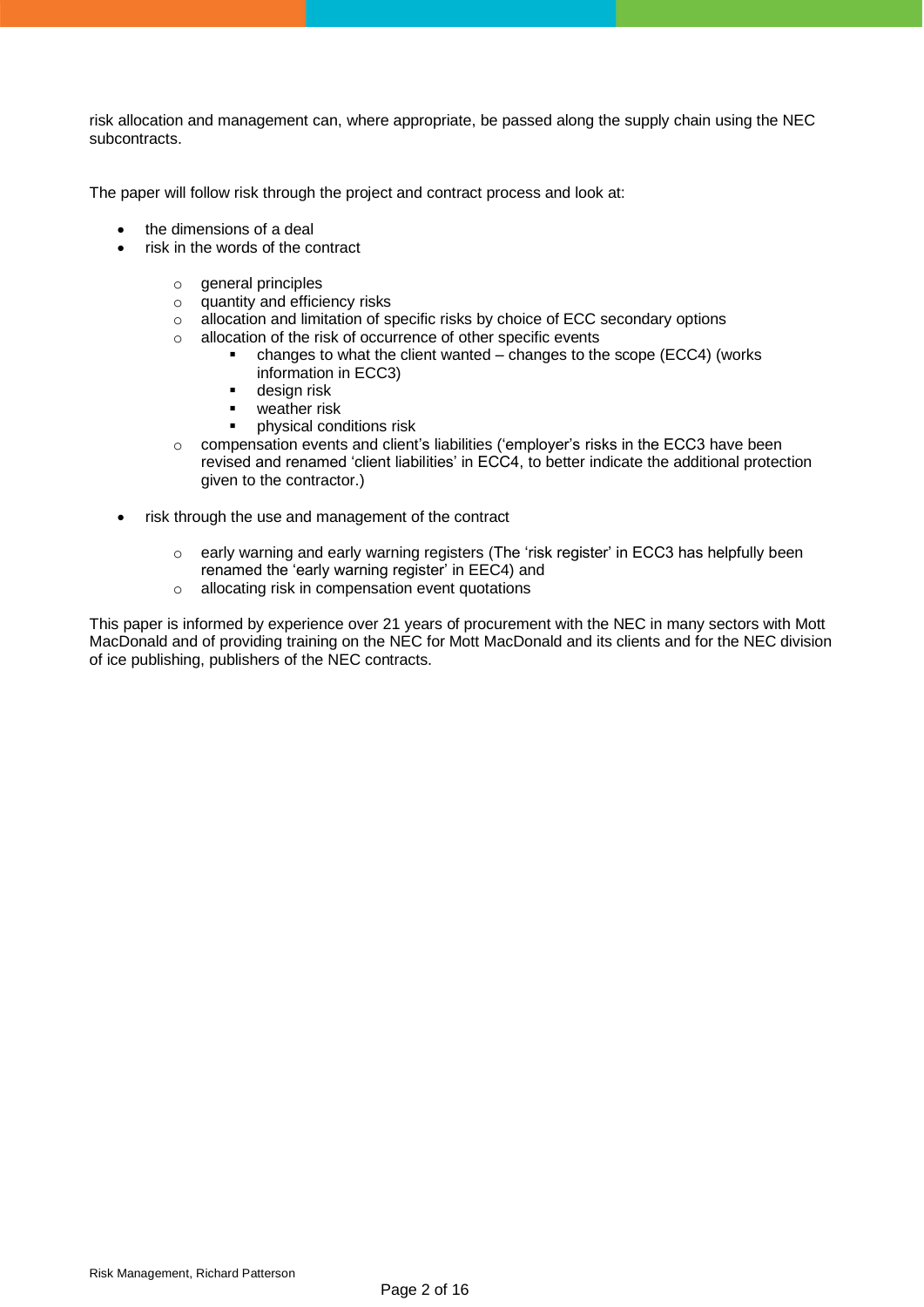risk allocation and management can, where appropriate, be passed along the supply chain using the NEC subcontracts.

The paper will follow risk through the project and contract process and look at:

- the dimensions of a deal
- risk in the words of the contract
    - general principles
    - quantity and efficiency risks
    - allocation and limitation of specific risks by choice of ECC secondary options
    - allocation of the risk of occurrence of other specific events
        - changes to what the client wanted – changes to the scope (ECC4) (works information in ECC3)
        - design risk
        - weather risk
        - physical conditions risk
    - compensation events and client's liabilities ('employer's risks in the ECC3 have been revised and renamed 'client liabilities' in ECC4, to better indicate the additional protection given to the contractor.)
- risk through the use and management of the contract
    - early warning and early warning registers (The 'risk register' in ECC3 has helpfully been renamed the 'early warning register' in EEC4) and
    - allocating risk in compensation event quotations

This paper is informed by experience over 21 years of procurement with the NEC in many sectors with Mott MacDonald and of providing training on the NEC for Mott MacDonald and its clients and for the NEC division of ice publishing, publishers of the NEC contracts.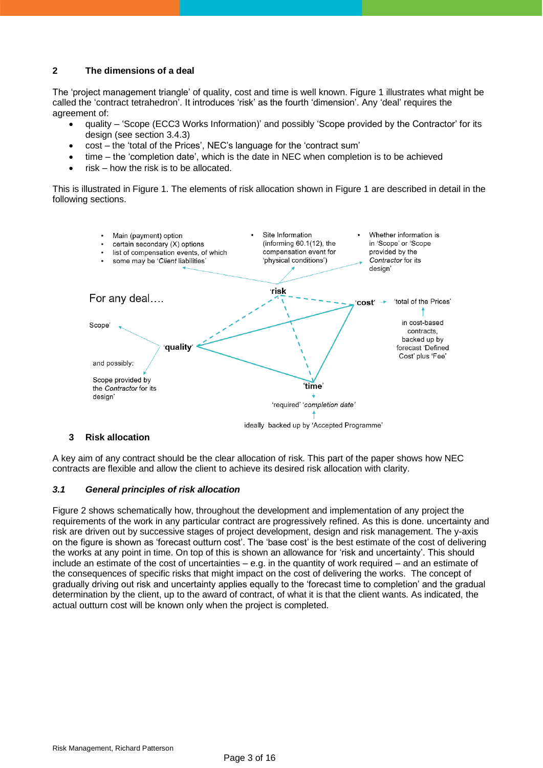## 2 The dimensions of a deal

The 'project management triangle' of quality, cost and time is well known. Figure 1 illustrates what might be called the 'contract tetrahedron'. It introduces 'risk' as the fourth 'dimension'. Any 'deal' requires the agreement of:

- quality – 'Scope (ECC3 Works Information)' and possibly 'Scope provided by the Contractor' for its design (see section 3.4.3)
- cost – the 'total of the Prices', NEC's language for the 'contract sum'
- time – the 'completion date', which is the date in NEC when completion is to be achieved
- risk – how the risk is to be allocated.

This is illustrated in Figure 1. The elements of risk allocation shown in Figure 1 are described in detail in the following sections.

For any deal….

- Main (payment) option
- certain secondary (X) options
- list of compensation events, of which some may be '*Client* liabilities'

- Site Information (informing 60.1(12), the compensation event for 'physical conditions')

- Whether information is in 'Scope' or 'Scope provided by the *Contractor* for its design'

'risk'

'cost' → 'total of the Prices' ← in cost-based contracts, backed up by forecast 'Defined Cost' plus 'Fee'

'quality' → Scope' and possibly: Scope provided by the *Contractor* for its design'

'time' → 'required' '*completion date*' ← ideally backed up by 'Accepted Programme'

## 3 Risk allocation

A key aim of any contract should be the clear allocation of risk. This part of the paper shows how NEC contracts are flexible and allow the client to achieve its desired risk allocation with clarity.

### *3.1 General principles of risk allocation*

Figure 2 shows schematically how, throughout the development and implementation of any project the requirements of the work in any particular contract are progressively refined. As this is done. uncertainty and risk are driven out by successive stages of project development, design and risk management. The y-axis on the figure is shown as 'forecast outturn cost'. The 'base cost' is the best estimate of the cost of delivering the works at any point in time. On top of this is shown an allowance for 'risk and uncertainty'. This should include an estimate of the cost of uncertainties – e.g. in the quantity of work required – and an estimate of the consequences of specific risks that might impact on the cost of delivering the works. The concept of gradually driving out risk and uncertainty applies equally to the 'forecast time to completion' and the gradual determination by the client, up to the award of contract, of what it is that the client wants. As indicated, the actual outturn cost will be known only when the project is completed.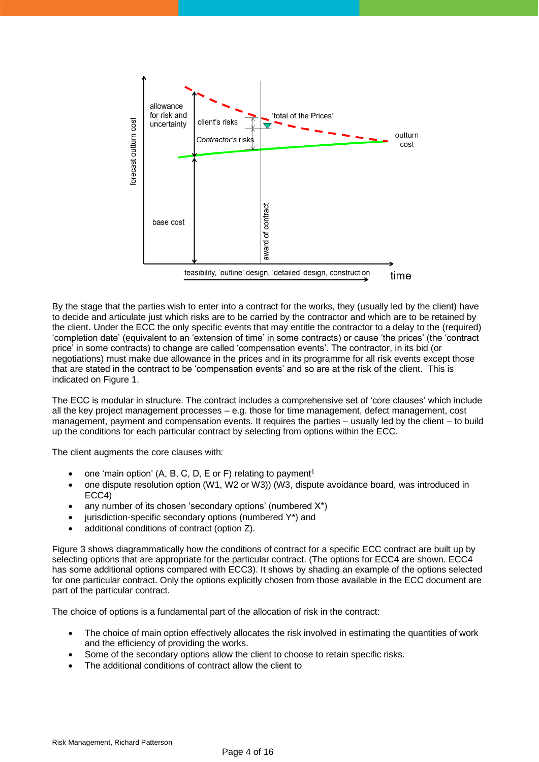By the stage that the parties wish to enter into a contract for the works, they (usually led by the client) have to decide and articulate just which risks are to be carried by the contractor and which are to be retained by the client. Under the ECC the only specific events that may entitle the contractor to a delay to the (required) ‘completion date’ (equivalent to an ‘extension of time’ in some contracts) or cause ‘the prices’ (the ‘contract price’ in some contracts) to change are called ‘compensation events’. The contractor, in its bid (or negotiations) must make due allowance in the prices and in its programme for all risk events except those that are stated in the contract to be ‘compensation events’ and so are at the risk of the client. This is indicated on Figure 1.

The ECC is modular in structure. The contract includes a comprehensive set of ‘core clauses’ which include all the key project management processes – e.g. those for time management, defect management, cost management, payment and compensation events. It requires the parties – usually led by the client – to build up the conditions for each particular contract by selecting from options within the ECC.

The client augments the core clauses with:

- one ‘main option’ (A, B, C, D, E or F) relating to payment[1]
- one dispute resolution option (W1, W2 or W3)) (W3, dispute avoidance board, was introduced in ECC4)
- any number of its chosen ‘secondary options’ (numbered X*)
- jurisdiction-specific secondary options (numbered Y*) and
- additional conditions of contract (option Z).

Figure 3 shows diagrammatically how the conditions of contract for a specific ECC contract are built up by selecting options that are appropriate for the particular contract. (The options for ECC4 are shown. ECC4 has some additional options compared with ECC3). It shows by shading an example of the options selected for one particular contract. Only the options explicitly chosen from those available in the ECC document are part of the particular contract.

The choice of options is a fundamental part of the allocation of risk in the contract:

- The choice of main option effectively allocates the risk involved in estimating the quantities of work and the efficiency of providing the works.
- Some of the secondary options allow the client to choose to retain specific risks.
- The additional conditions of contract allow the client to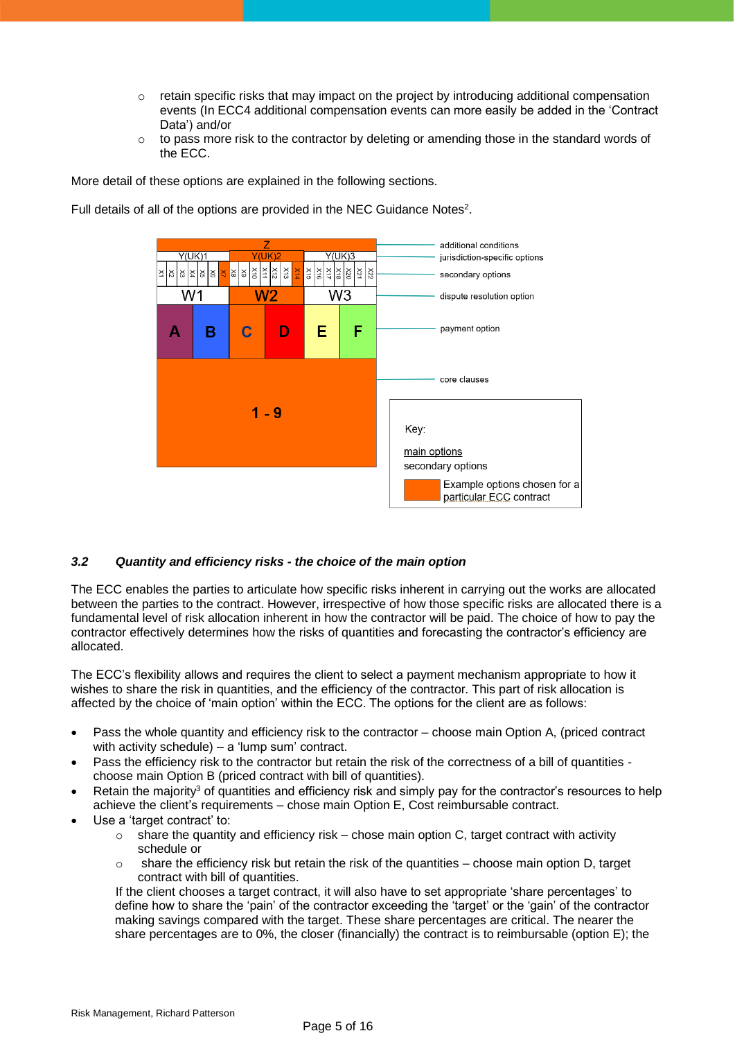- retain specific risks that may impact on the project by introducing additional compensation events (In ECC4 additional compensation events can more easily be added in the 'Contract Data') and/or
- to pass more risk to the contractor by deleting or amending those in the standard words of the ECC.

More detail of these options are explained in the following sections.

Full details of all of the options are provided in the NEC Guidance Notes[2].

| Z | | | | | | | | | | | | | | | | | | additional conditions |
|---|---|---|---|---|---|---|---|---|---|---|---|---|---|---|---|---|---|---|
| Y(UK)1 | | | | | | Y(UK)2 | | | | | | Y(UK)3 | | | | | | jurisdiction-specific options |
| X1 | X2 | X3 | X4 | X5 | X6 | X7 | X8 | X9 | X10 | X11 | X12 | X13 | X14 | X15 | X16 | X17 | X18 | X20 | X21 | X22 | secondary options |
| W1 | | | | | | W2 | | | | | | W3 | | | | | | dispute resolution option |
| A | | | B | | | C | | | D | | | E | | | F | | | payment option |
| 1 - 9 | | | | | | | | | | | | | | | | | | core clauses |

Key:

main options
secondary options
Example options chosen for a particular ECC contract

### *3.2 Quantity and efficiency risks - the choice of the main option*

The ECC enables the parties to articulate how specific risks inherent in carrying out the works are allocated between the parties to the contract. However, irrespective of how those specific risks are allocated there is a fundamental level of risk allocation inherent in how the contractor will be paid. The choice of how to pay the contractor effectively determines how the risks of quantities and forecasting the contractor's efficiency are allocated.

The ECC's flexibility allows and requires the client to select a payment mechanism appropriate to how it wishes to share the risk in quantities, and the efficiency of the contractor. This part of risk allocation is affected by the choice of 'main option' within the ECC. The options for the client are as follows:

- Pass the whole quantity and efficiency risk to the contractor – choose main Option A, (priced contract with activity schedule) – a 'lump sum' contract.
- Pass the efficiency risk to the contractor but retain the risk of the correctness of a bill of quantities - choose main Option B (priced contract with bill of quantities).
- Retain the majority[3] of quantities and efficiency risk and simply pay for the contractor's resources to help achieve the client's requirements – chose main Option E, Cost reimbursable contract.
- Use a 'target contract' to:
  - share the quantity and efficiency risk – chose main option C, target contract with activity schedule or
  - share the efficiency risk but retain the risk of the quantities – choose main option D, target contract with bill of quantities.

  If the client chooses a target contract, it will also have to set appropriate 'share percentages' to define how to share the 'pain' of the contractor exceeding the 'target' or the 'gain' of the contractor making savings compared with the target. These share percentages are critical. The nearer the share percentages are to 0%, the closer (financially) the contract is to reimbursable (option E); the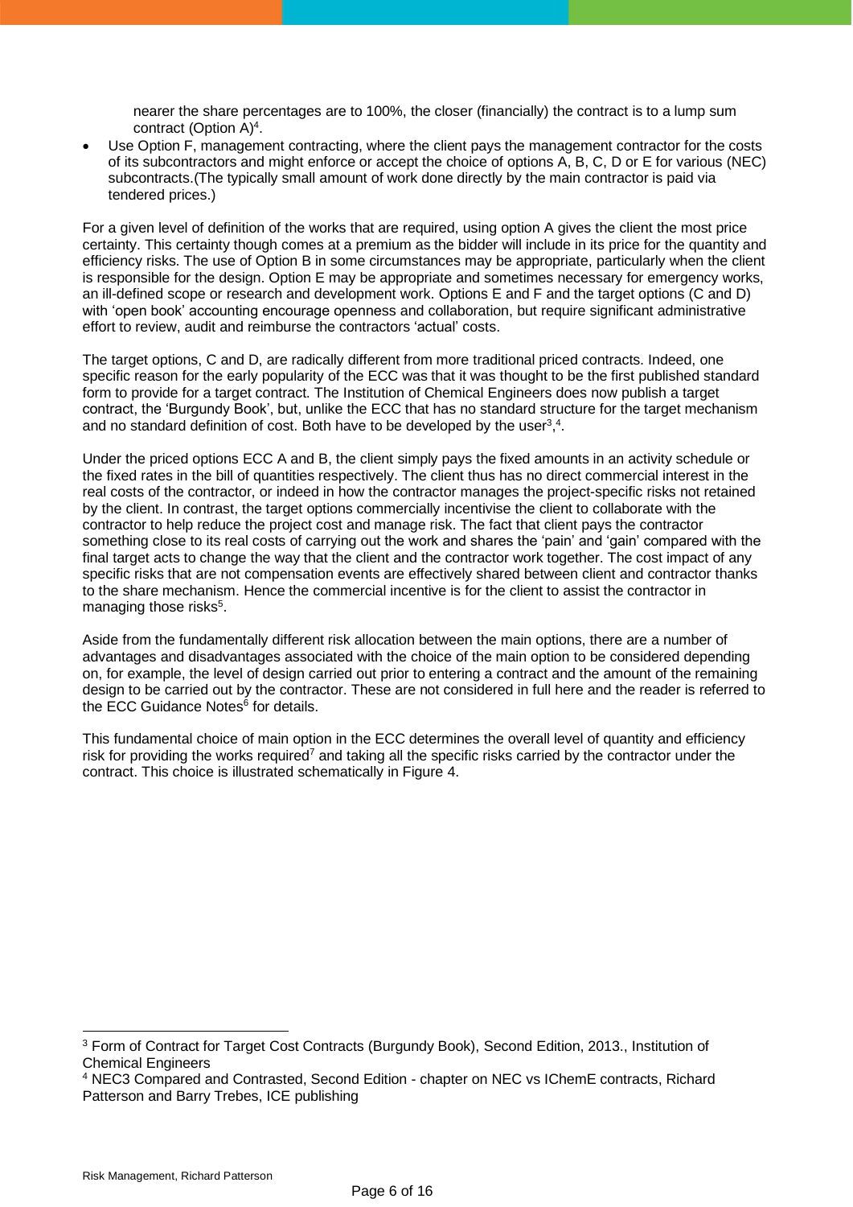nearer the share percentages are to 100%, the closer (financially) the contract is to a lump sum contract (Option A)[4].

- Use Option F, management contracting, where the client pays the management contractor for the costs of its subcontractors and might enforce or accept the choice of options A, B, C, D or E for various (NEC) subcontracts.(The typically small amount of work done directly by the main contractor is paid via tendered prices.)

For a given level of definition of the works that are required, using option A gives the client the most price certainty. This certainty though comes at a premium as the bidder will include in its price for the quantity and efficiency risks. The use of Option B in some circumstances may be appropriate, particularly when the client is responsible for the design. Option E may be appropriate and sometimes necessary for emergency works, an ill-defined scope or research and development work. Options E and F and the target options (C and D) with 'open book' accounting encourage openness and collaboration, but require significant administrative effort to review, audit and reimburse the contractors 'actual' costs.

The target options, C and D, are radically different from more traditional priced contracts. Indeed, one specific reason for the early popularity of the ECC was that it was thought to be the first published standard form to provide for a target contract. The Institution of Chemical Engineers does now publish a target contract, the 'Burgundy Book', but, unlike the ECC that has no standard structure for the target mechanism and no standard definition of cost. Both have to be developed by the user[3],[4].

Under the priced options ECC A and B, the client simply pays the fixed amounts in an activity schedule or the fixed rates in the bill of quantities respectively. The client thus has no direct commercial interest in the real costs of the contractor, or indeed in how the contractor manages the project-specific risks not retained by the client. In contrast, the target options commercially incentivise the client to collaborate with the contractor to help reduce the project cost and manage risk. The fact that client pays the contractor something close to its real costs of carrying out the work and shares the 'pain' and 'gain' compared with the final target acts to change the way that the client and the contractor work together. The cost impact of any specific risks that are not compensation events are effectively shared between client and contractor thanks to the share mechanism. Hence the commercial incentive is for the client to assist the contractor in managing those risks[5].

Aside from the fundamentally different risk allocation between the main options, there are a number of advantages and disadvantages associated with the choice of the main option to be considered depending on, for example, the level of design carried out prior to entering a contract and the amount of the remaining design to be carried out by the contractor. These are not considered in full here and the reader is referred to the ECC Guidance Notes[6] for details.

This fundamental choice of main option in the ECC determines the overall level of quantity and efficiency risk for providing the works required[7] and taking all the specific risks carried by the contractor under the contract. This choice is illustrated schematically in Figure 4.

---

[3] Form of Contract for Target Cost Contracts (Burgundy Book), Second Edition, 2013., Institution of Chemical Engineers

[4] NEC3 Compared and Contrasted, Second Edition - chapter on NEC vs IChemE contracts, Richard Patterson and Barry Trebes, ICE publishing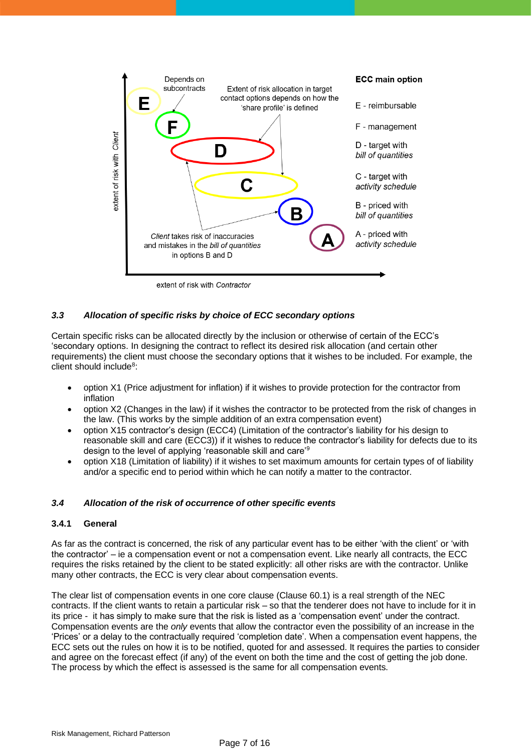extent of risk with *Client*

Depends on subcontracts

Extent of risk allocation in target contact options depends on how the 'share profile' is defined

**ECC main option**

E - reimbursable

F - management

D - target with *bill of quantities*

C - target with *activity schedule*

B - priced with *bill of quantities*

A - priced with *activity schedule*

*Client* takes risk of inaccuracies and mistakes in the *bill of quantities* in options B and D

extent of risk with *Contractor*

### *3.3 Allocation of specific risks by choice of ECC secondary options*

Certain specific risks can be allocated directly by the inclusion or otherwise of certain of the ECC's 'secondary options. In designing the contract to reflect its desired risk allocation (and certain other requirements) the client must choose the secondary options that it wishes to be included. For example, the client should include[8]:

- option X1 (Price adjustment for inflation) if it wishes to provide protection for the contractor from inflation
- option X2 (Changes in the law) if it wishes the contractor to be protected from the risk of changes in the law. (This works by the simple addition of an extra compensation event)
- option X15 contractor's design (ECC4) (Limitation of the contractor's liability for his design to reasonable skill and care (ECC3)) if it wishes to reduce the contractor's liability for defects due to its design to the level of applying 'reasonable skill and care'[9]
- option X18 (Limitation of liability) if it wishes to set maximum amounts for certain types of of liability and/or a specific end to period within which he can notify a matter to the contractor.

### *3.4 Allocation of the risk of occurrence of other specific events*

#### 3.4.1 General

As far as the contract is concerned, the risk of any particular event has to be either 'with the client' or 'with the contractor' – ie a compensation event or not a compensation event. Like nearly all contracts, the ECC requires the risks retained by the client to be stated explicitly: all other risks are with the contractor. Unlike many other contracts, the ECC is very clear about compensation events.

The clear list of compensation events in one core clause (Clause 60.1) is a real strength of the NEC contracts. If the client wants to retain a particular risk – so that the tenderer does not have to include for it in its price - it has simply to make sure that the risk is listed as a 'compensation event' under the contract. Compensation events are the *only* events that allow the contractor even the possibility of an increase in the 'Prices' or a delay to the contractually required 'completion date'. When a compensation event happens, the ECC sets out the rules on how it is to be notified, quoted for and assessed. It requires the parties to consider and agree on the forecast effect (if any) of the event on both the time and the cost of getting the job done. The process by which the effect is assessed is the same for all compensation events.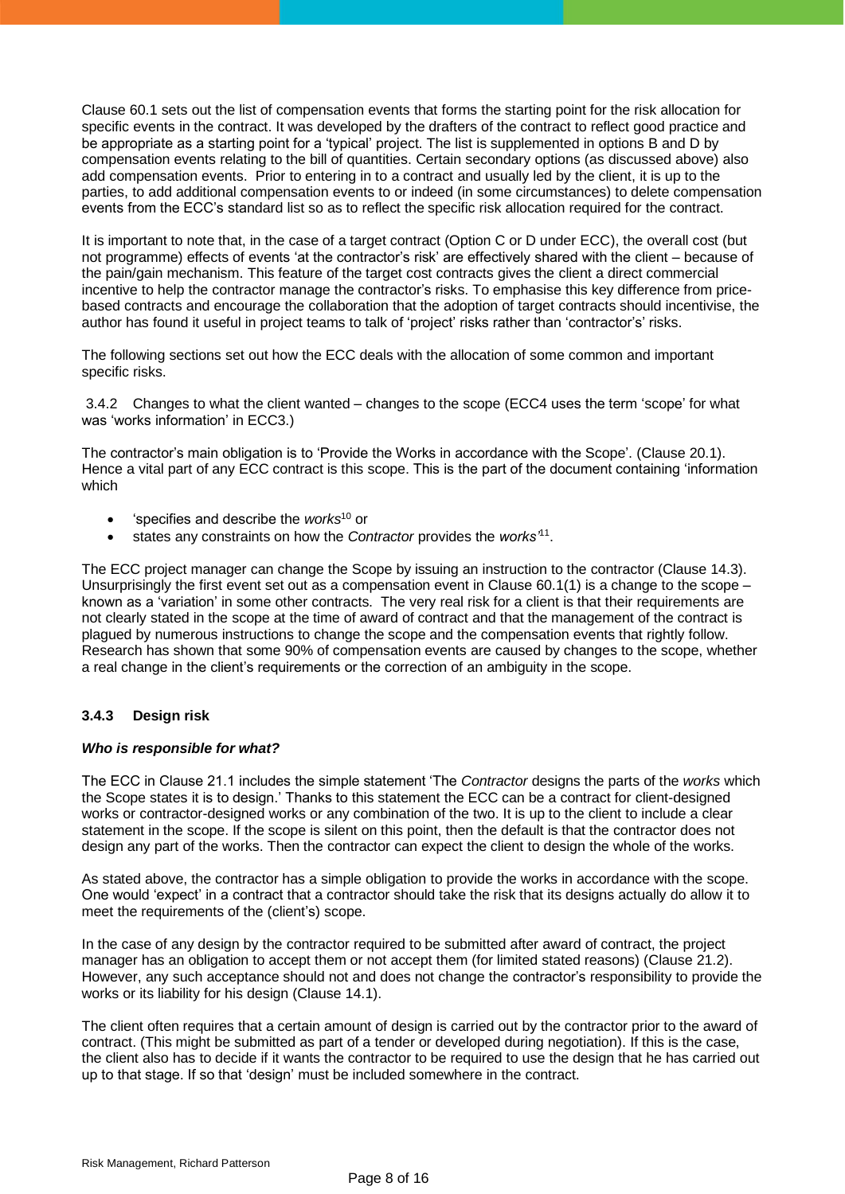Clause 60.1 sets out the list of compensation events that forms the starting point for the risk allocation for specific events in the contract. It was developed by the drafters of the contract to reflect good practice and be appropriate as a starting point for a 'typical' project. The list is supplemented in options B and D by compensation events relating to the bill of quantities. Certain secondary options (as discussed above) also add compensation events. Prior to entering in to a contract and usually led by the client, it is up to the parties, to add additional compensation events to or indeed (in some circumstances) to delete compensation events from the ECC's standard list so as to reflect the specific risk allocation required for the contract.

It is important to note that, in the case of a target contract (Option C or D under ECC), the overall cost (but not programme) effects of events 'at the contractor's risk' are effectively shared with the client – because of the pain/gain mechanism. This feature of the target cost contracts gives the client a direct commercial incentive to help the contractor manage the contractor's risks. To emphasise this key difference from price-based contracts and encourage the collaboration that the adoption of target contracts should incentivise, the author has found it useful in project teams to talk of 'project' risks rather than 'contractor's' risks.

The following sections set out how the ECC deals with the allocation of some common and important specific risks.

3.4.2 Changes to what the client wanted – changes to the scope (ECC4 uses the term 'scope' for what was 'works information' in ECC3.)

The contractor's main obligation is to 'Provide the Works in accordance with the Scope'. (Clause 20.1). Hence a vital part of any ECC contract is this scope. This is the part of the document containing 'information which

- 'specifies and describe the *works*[10] or
- states any constraints on how the *Contractor* provides the *works*'[11].

The ECC project manager can change the Scope by issuing an instruction to the contractor (Clause 14.3). Unsurprisingly the first event set out as a compensation event in Clause 60.1(1) is a change to the scope – known as a 'variation' in some other contracts. The very real risk for a client is that their requirements are not clearly stated in the scope at the time of award of contract and that the management of the contract is plagued by numerous instructions to change the scope and the compensation events that rightly follow. Research has shown that some 90% of compensation events are caused by changes to the scope, whether a real change in the client's requirements or the correction of an ambiguity in the scope.

### 3.4.3 Design risk

***Who is responsible for what?***

The ECC in Clause 21.1 includes the simple statement 'The *Contractor* designs the parts of the *works* which the Scope states it is to design.' Thanks to this statement the ECC can be a contract for client-designed works or contractor-designed works or any combination of the two. It is up to the client to include a clear statement in the scope. If the scope is silent on this point, then the default is that the contractor does not design any part of the works. Then the contractor can expect the client to design the whole of the works.

As stated above, the contractor has a simple obligation to provide the works in accordance with the scope. One would 'expect' in a contract that a contractor should take the risk that its designs actually do allow it to meet the requirements of the (client's) scope.

In the case of any design by the contractor required to be submitted after award of contract, the project manager has an obligation to accept them or not accept them (for limited stated reasons) (Clause 21.2). However, any such acceptance should not and does not change the contractor's responsibility to provide the works or its liability for his design (Clause 14.1).

The client often requires that a certain amount of design is carried out by the contractor prior to the award of contract. (This might be submitted as part of a tender or developed during negotiation). If this is the case, the client also has to decide if it wants the contractor to be required to use the design that he has carried out up to that stage. If so that 'design' must be included somewhere in the contract.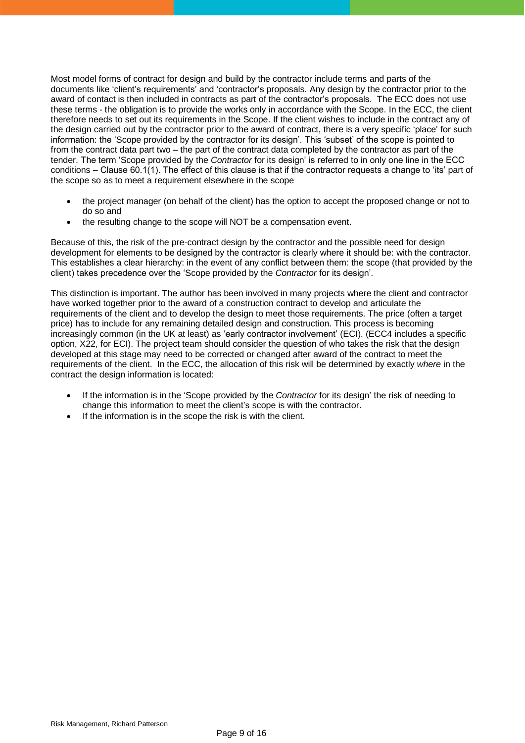Most model forms of contract for design and build by the contractor include terms and parts of the documents like 'client's requirements' and 'contractor's proposals. Any design by the contractor prior to the award of contact is then included in contracts as part of the contractor's proposals. The ECC does not use these terms - the obligation is to provide the works only in accordance with the Scope. In the ECC, the client therefore needs to set out its requirements in the Scope. If the client wishes to include in the contract any of the design carried out by the contractor prior to the award of contract, there is a very specific 'place' for such information: the 'Scope provided by the contractor for its design'. This 'subset' of the scope is pointed to from the contract data part two – the part of the contract data completed by the contractor as part of the tender. The term 'Scope provided by the *Contractor* for its design' is referred to in only one line in the ECC conditions – Clause 60.1(1). The effect of this clause is that if the contractor requests a change to 'its' part of the scope so as to meet a requirement elsewhere in the scope

- the project manager (on behalf of the client) has the option to accept the proposed change or not to do so and
- the resulting change to the scope will NOT be a compensation event.

Because of this, the risk of the pre-contract design by the contractor and the possible need for design development for elements to be designed by the contractor is clearly where it should be: with the contractor. This establishes a clear hierarchy: in the event of any conflict between them: the scope (that provided by the client) takes precedence over the 'Scope provided by the *Contractor* for its design'.

This distinction is important. The author has been involved in many projects where the client and contractor have worked together prior to the award of a construction contract to develop and articulate the requirements of the client and to develop the design to meet those requirements. The price (often a target price) has to include for any remaining detailed design and construction. This process is becoming increasingly common (in the UK at least) as 'early contractor involvement' (ECI). (ECC4 includes a specific option, X22, for ECI). The project team should consider the question of who takes the risk that the design developed at this stage may need to be corrected or changed after award of the contract to meet the requirements of the client. In the ECC, the allocation of this risk will be determined by exactly *where* in the contract the design information is located:

- If the information is in the 'Scope provided by the *Contractor* for its design' the risk of needing to change this information to meet the client's scope is with the contractor.
- If the information is in the scope the risk is with the client.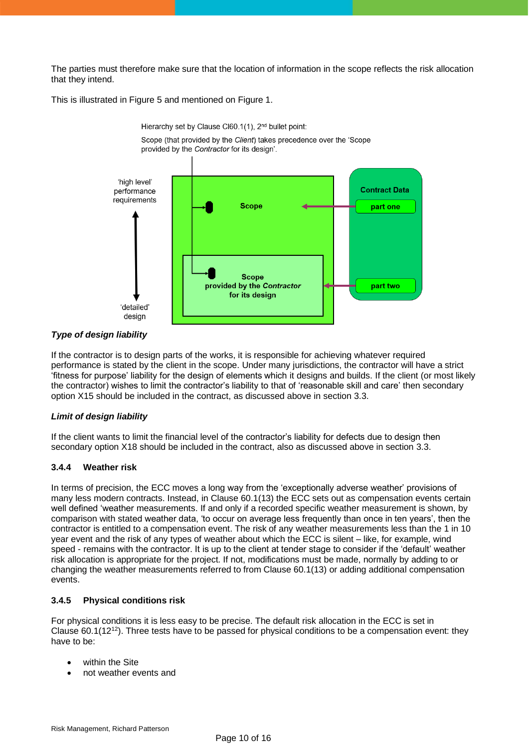The parties must therefore make sure that the location of information in the scope reflects the risk allocation that they intend.

This is illustrated in Figure 5 and mentioned on Figure 1.

Hierarchy set by Clause Cl60.1(1), 2nd bullet point:

Scope (that provided by the *Client*) takes precedence over the 'Scope provided by the *Contractor* for its design'.

'high level' performance requirements

'detailed' design

**Scope**

**Scope provided by the *Contractor* for its design**

**Contract Data**

**part one**

**part two**

***Type of design liability***

If the contractor is to design parts of the works, it is responsible for achieving whatever required performance is stated by the client in the scope. Under many jurisdictions, the contractor will have a strict 'fitness for purpose' liability for the design of elements which it designs and builds. If the client (or most likely the contractor) wishes to limit the contractor's liability to that of 'reasonable skill and care' then secondary option X15 should be included in the contract, as discussed above in section 3.3.

***Limit of design liability***

If the client wants to limit the financial level of the contractor's liability for defects due to design then secondary option X18 should be included in the contract, also as discussed above in section 3.3.

### 3.4.4 Weather risk

In terms of precision, the ECC moves a long way from the 'exceptionally adverse weather' provisions of many less modern contracts. Instead, in Clause 60.1(13) the ECC sets out as compensation events certain well defined 'weather measurements. If and only if a recorded specific weather measurement is shown, by comparison with stated weather data, 'to occur on average less frequently than once in ten years', then the contractor is entitled to a compensation event. The risk of any weather measurements less than the 1 in 10 year event and the risk of any types of weather about which the ECC is silent – like, for example, wind speed - remains with the contractor. It is up to the client at tender stage to consider if the 'default' weather risk allocation is appropriate for the project. If not, modifications must be made, normally by adding to or changing the weather measurements referred to from Clause 60.1(13) or adding additional compensation events.

### 3.4.5 Physical conditions risk

For physical conditions it is less easy to be precise. The default risk allocation in the ECC is set in Clause 60.1(12[12]). Three tests have to be passed for physical conditions to be a compensation event: they have to be:

- within the Site
- not weather events and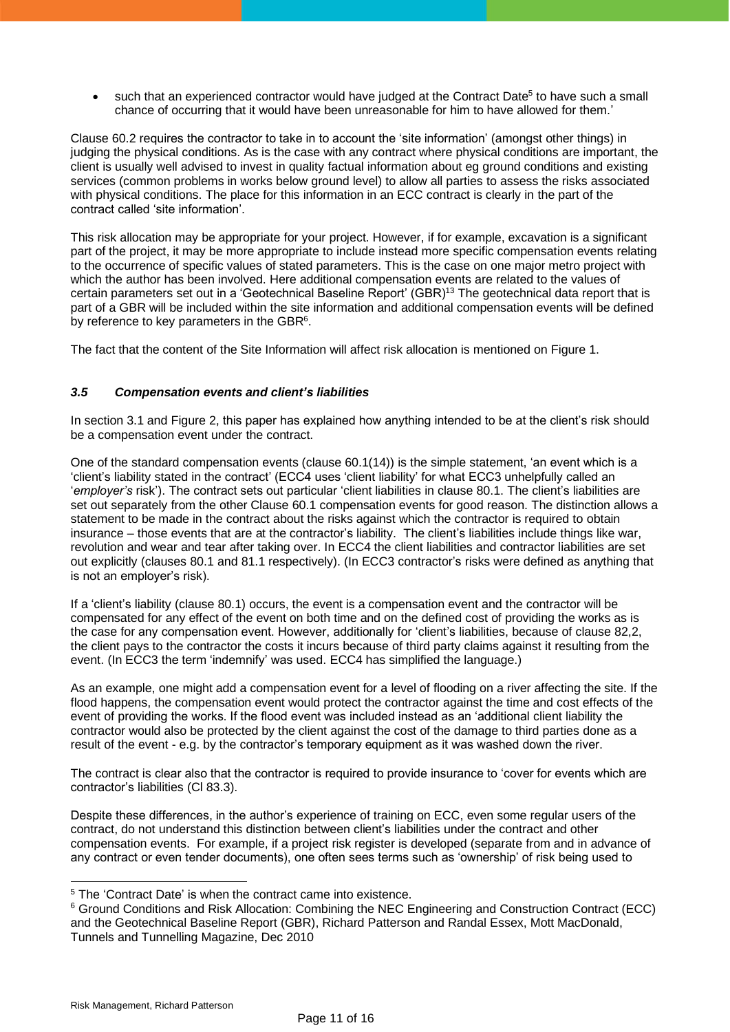- such that an experienced contractor would have judged at the Contract Date[5] to have such a small chance of occurring that it would have been unreasonable for him to have allowed for them.'

Clause 60.2 requires the contractor to take in to account the 'site information' (amongst other things) in judging the physical conditions. As is the case with any contract where physical conditions are important, the client is usually well advised to invest in quality factual information about eg ground conditions and existing services (common problems in works below ground level) to allow all parties to assess the risks associated with physical conditions. The place for this information in an ECC contract is clearly in the part of the contract called 'site information'.

This risk allocation may be appropriate for your project. However, if for example, excavation is a significant part of the project, it may be more appropriate to include instead more specific compensation events relating to the occurrence of specific values of stated parameters. This is the case on one major metro project with which the author has been involved. Here additional compensation events are related to the values of certain parameters set out in a 'Geotechnical Baseline Report' (GBR)[13] The geotechnical data report that is part of a GBR will be included within the site information and additional compensation events will be defined by reference to key parameters in the GBR[6].

The fact that the content of the Site Information will affect risk allocation is mentioned on Figure 1.

### *3.5 Compensation events and client's liabilities*

In section 3.1 and Figure 2, this paper has explained how anything intended to be at the client's risk should be a compensation event under the contract.

One of the standard compensation events (clause 60.1(14)) is the simple statement, 'an event which is a 'client's liability stated in the contract' (ECC4 uses 'client liability' for what ECC3 unhelpfully called an '*employer's* risk'). The contract sets out particular 'client liabilities in clause 80.1. The client's liabilities are set out separately from the other Clause 60.1 compensation events for good reason. The distinction allows a statement to be made in the contract about the risks against which the contractor is required to obtain insurance – those events that are at the contractor's liability. The client's liabilities include things like war, revolution and wear and tear after taking over. In ECC4 the client liabilities and contractor liabilities are set out explicitly (clauses 80.1 and 81.1 respectively). (In ECC3 contractor's risks were defined as anything that is not an employer's risk).

If a 'client's liability (clause 80.1) occurs, the event is a compensation event and the contractor will be compensated for any effect of the event on both time and on the defined cost of providing the works as is the case for any compensation event. However, additionally for 'client's liabilities, because of clause 82,2, the client pays to the contractor the costs it incurs because of third party claims against it resulting from the event. (In ECC3 the term 'indemnify' was used. ECC4 has simplified the language.)

As an example, one might add a compensation event for a level of flooding on a river affecting the site. If the flood happens, the compensation event would protect the contractor against the time and cost effects of the event of providing the works. If the flood event was included instead as an 'additional client liability the contractor would also be protected by the client against the cost of the damage to third parties done as a result of the event - e.g. by the contractor's temporary equipment as it was washed down the river.

The contract is clear also that the contractor is required to provide insurance to 'cover for events which are contractor's liabilities (Cl 83.3).

Despite these differences, in the author's experience of training on ECC, even some regular users of the contract, do not understand this distinction between client's liabilities under the contract and other compensation events. For example, if a project risk register is developed (separate from and in advance of any contract or even tender documents), one often sees terms such as 'ownership' of risk being used to

---

[5] The 'Contract Date' is when the contract came into existence.

[6] Ground Conditions and Risk Allocation: Combining the NEC Engineering and Construction Contract (ECC) and the Geotechnical Baseline Report (GBR), Richard Patterson and Randal Essex, Mott MacDonald, Tunnels and Tunnelling Magazine, Dec 2010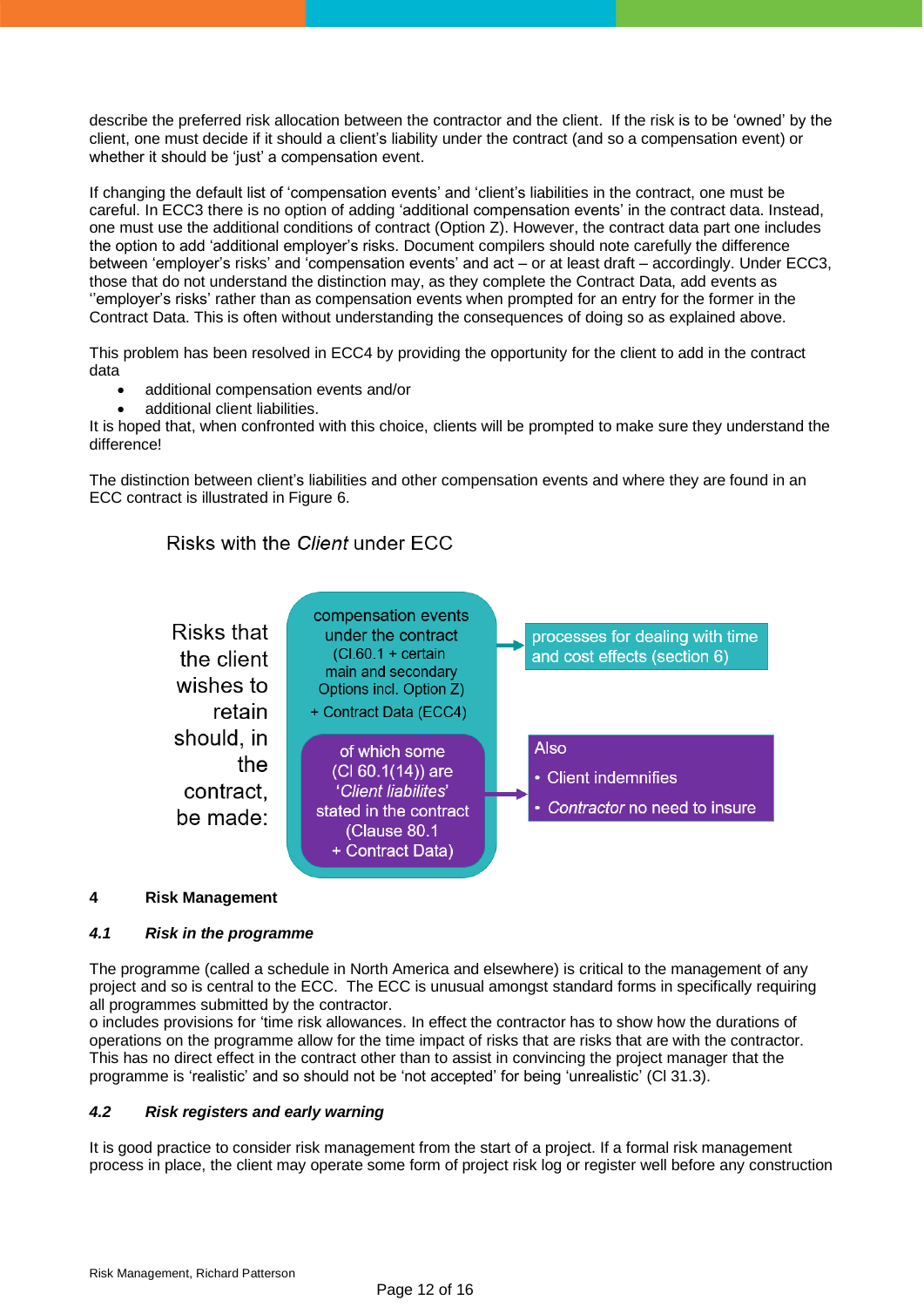describe the preferred risk allocation between the contractor and the client. If the risk is to be 'owned' by the client, one must decide if it should a client's liability under the contract (and so a compensation event) or whether it should be 'just' a compensation event.

If changing the default list of 'compensation events' and 'client's liabilities in the contract, one must be careful. In ECC3 there is no option of adding 'additional compensation events' in the contract data. Instead, one must use the additional conditions of contract (Option Z). However, the contract data part one includes the option to add 'additional employer's risks. Document compilers should note carefully the difference between 'employer's risks' and 'compensation events' and act – or at least draft – accordingly. Under ECC3, those that do not understand the distinction may, as they complete the Contract Data, add events as ''employer's risks' rather than as compensation events when prompted for an entry for the former in the Contract Data. This is often without understanding the consequences of doing so as explained above.

This problem has been resolved in ECC4 by providing the opportunity for the client to add in the contract data

- additional compensation events and/or
- additional client liabilities.

It is hoped that, when confronted with this choice, clients will be prompted to make sure they understand the difference!

The distinction between client's liabilities and other compensation events and where they are found in an ECC contract is illustrated in Figure 6.

Risks with the *Client* under ECC

Risks that the client wishes to retain should, in the contract, be made:

compensation events under the contract (Cl.60.1 + certain main and secondary Options incl. Option Z) + Contract Data (ECC4) → processes for dealing with time and cost effects (section 6)

of which some (Cl 60.1(14)) are '*Client liabilites*' stated in the contract (Clause 80.1 + Contract Data) → Also
- Client indemnifies
- *Contractor* no need to insure

## 4 Risk Management

### *4.1 Risk in the programme*

The programme (called a schedule in North America and elsewhere) is critical to the management of any project and so is central to the ECC. The ECC is unusual amongst standard forms in specifically requiring all programmes submitted by the contractor.
o includes provisions for 'time risk allowances. In effect the contractor has to show how the durations of operations on the programme allow for the time impact of risks that are risks that are with the contractor. This has no direct effect in the contract other than to assist in convincing the project manager that the programme is 'realistic' and so should not be 'not accepted' for being 'unrealistic' (Cl 31.3).

### *4.2 Risk registers and early warning*

It is good practice to consider risk management from the start of a project. If a formal risk management process in place, the client may operate some form of project risk log or register well before any construction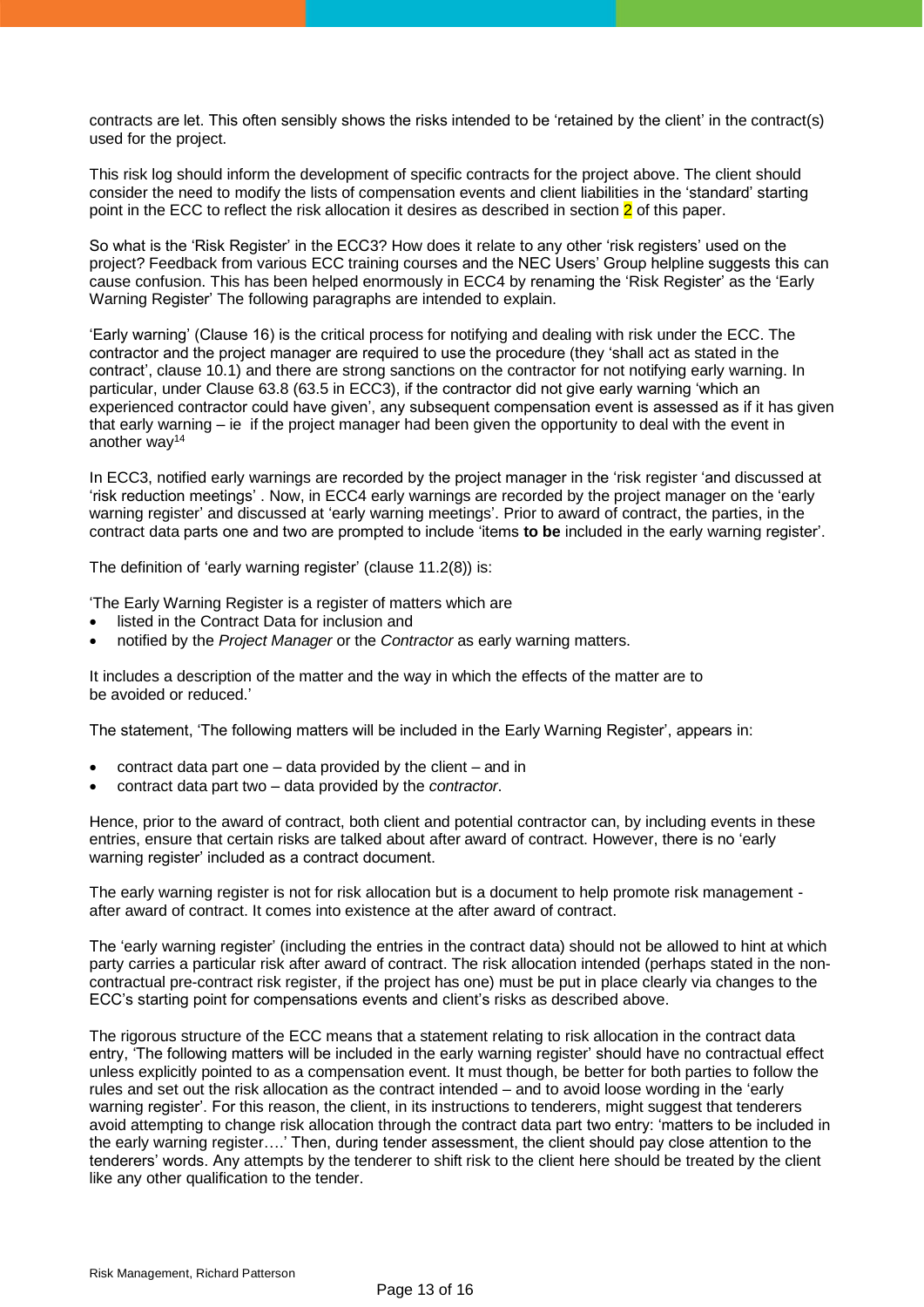contracts are let. This often sensibly shows the risks intended to be 'retained by the client' in the contract(s) used for the project.

This risk log should inform the development of specific contracts for the project above. The client should consider the need to modify the lists of compensation events and client liabilities in the 'standard' starting point in the ECC to reflect the risk allocation it desires as described in section 2 of this paper.

So what is the 'Risk Register' in the ECC3? How does it relate to any other 'risk registers' used on the project? Feedback from various ECC training courses and the NEC Users' Group helpline suggests this can cause confusion. This has been helped enormously in ECC4 by renaming the 'Risk Register' as the 'Early Warning Register' The following paragraphs are intended to explain.

'Early warning' (Clause 16) is the critical process for notifying and dealing with risk under the ECC. The contractor and the project manager are required to use the procedure (they 'shall act as stated in the contract', clause 10.1) and there are strong sanctions on the contractor for not notifying early warning. In particular, under Clause 63.8 (63.5 in ECC3), if the contractor did not give early warning 'which an experienced contractor could have given', any subsequent compensation event is assessed as if it has given that early warning – ie if the project manager had been given the opportunity to deal with the event in another way[14]

In ECC3, notified early warnings are recorded by the project manager in the 'risk register 'and discussed at 'risk reduction meetings' . Now, in ECC4 early warnings are recorded by the project manager on the 'early warning register' and discussed at 'early warning meetings'. Prior to award of contract, the parties, in the contract data parts one and two are prompted to include 'items **to be** included in the early warning register'.

The definition of 'early warning register' (clause 11.2(8)) is:

'The Early Warning Register is a register of matters which are

- listed in the Contract Data for inclusion and
- notified by the *Project Manager* or the *Contractor* as early warning matters.

It includes a description of the matter and the way in which the effects of the matter are to be avoided or reduced.'

The statement, 'The following matters will be included in the Early Warning Register', appears in:

- contract data part one – data provided by the client – and in
- contract data part two – data provided by the *contractor*.

Hence, prior to the award of contract, both client and potential contractor can, by including events in these entries, ensure that certain risks are talked about after award of contract. However, there is no 'early warning register' included as a contract document.

The early warning register is not for risk allocation but is a document to help promote risk management - after award of contract. It comes into existence at the after award of contract.

The 'early warning register' (including the entries in the contract data) should not be allowed to hint at which party carries a particular risk after award of contract. The risk allocation intended (perhaps stated in the non-contractual pre-contract risk register, if the project has one) must be put in place clearly via changes to the ECC's starting point for compensations events and client's risks as described above.

The rigorous structure of the ECC means that a statement relating to risk allocation in the contract data entry, 'The following matters will be included in the early warning register' should have no contractual effect unless explicitly pointed to as a compensation event. It must though, be better for both parties to follow the rules and set out the risk allocation as the contract intended – and to avoid loose wording in the 'early warning register'. For this reason, the client, in its instructions to tenderers, might suggest that tenderers avoid attempting to change risk allocation through the contract data part two entry: 'matters to be included in the early warning register….' Then, during tender assessment, the client should pay close attention to the tenderers' words. Any attempts by the tenderer to shift risk to the client here should be treated by the client like any other qualification to the tender.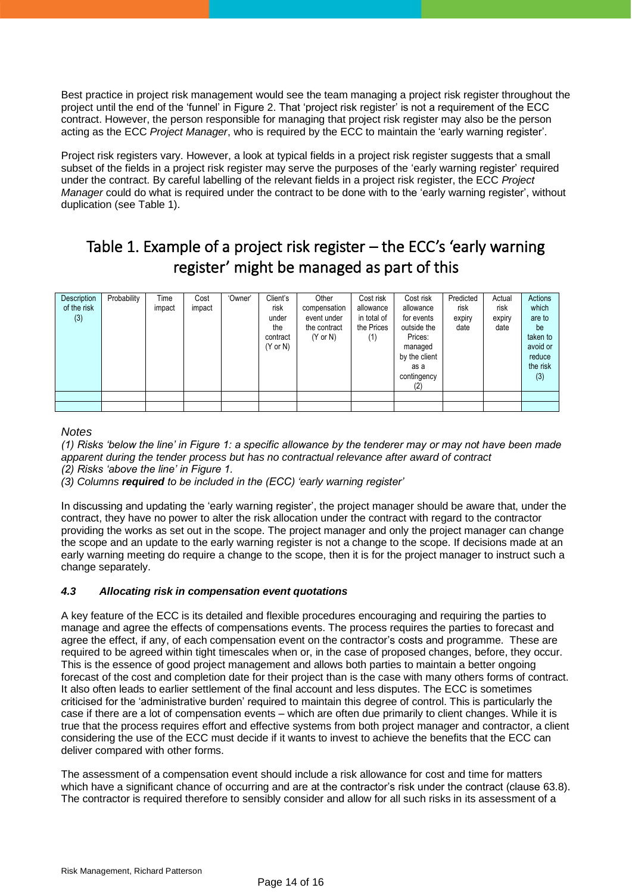Best practice in project risk management would see the team managing a project risk register throughout the project until the end of the 'funnel' in Figure 2. That 'project risk register' is not a requirement of the ECC contract. However, the person responsible for managing that project risk register may also be the person acting as the ECC *Project Manager*, who is required by the ECC to maintain the 'early warning register'.

Project risk registers vary. However, a look at typical fields in a project risk register suggests that a small subset of the fields in a project risk register may serve the purposes of the 'early warning register' required under the contract. By careful labelling of the relevant fields in a project risk register, the ECC *Project Manager* could do what is required under the contract to be done with to the 'early warning register', without duplication (see Table 1).

## Table 1. Example of a project risk register – the ECC's 'early warning register' might be managed as part of this

| Description of the risk (3) | Probability | Time impact | Cost impact | 'Owner' | Client's risk under the contract (Y or N) | Other compensation event under the contract (Y or N) | Cost risk allowance in total of the Prices (1) | Cost risk allowance for events outside the Prices: managed by the client as a contingency (2) | Predicted risk expiry date | Actual risk expiry date | Actions which are to be taken to avoid or reduce the risk (3) |
|---|---|---|---|---|---|---|---|---|---|---|---|
| | | | | | | | | | | | |
| | | | | | | | | | | | |

*Notes*

*(1) Risks 'below the line' in Figure 1: a specific allowance by the tenderer may or may not have been made apparent during the tender process but has no contractual relevance after award of contract*

*(2) Risks 'above the line' in Figure 1.*

*(3) Columns **required** to be included in the (ECC) 'early warning register'*

In discussing and updating the 'early warning register', the project manager should be aware that, under the contract, they have no power to alter the risk allocation under the contract with regard to the contractor providing the works as set out in the scope. The project manager and only the project manager can change the scope and an update to the early warning register is not a change to the scope. If decisions made at an early warning meeting do require a change to the scope, then it is for the project manager to instruct such a change separately.

#### *4.3 Allocating risk in compensation event quotations*

A key feature of the ECC is its detailed and flexible procedures encouraging and requiring the parties to manage and agree the effects of compensations events. The process requires the parties to forecast and agree the effect, if any, of each compensation event on the contractor's costs and programme. These are required to be agreed within tight timescales when or, in the case of proposed changes, before, they occur. This is the essence of good project management and allows both parties to maintain a better ongoing forecast of the cost and completion date for their project than is the case with many others forms of contract. It also often leads to earlier settlement of the final account and less disputes. The ECC is sometimes criticised for the 'administrative burden' required to maintain this degree of control. This is particularly the case if there are a lot of compensation events – which are often due primarily to client changes. While it is true that the process requires effort and effective systems from both project manager and contractor, a client considering the use of the ECC must decide if it wants to invest to achieve the benefits that the ECC can deliver compared with other forms.

The assessment of a compensation event should include a risk allowance for cost and time for matters which have a significant chance of occurring and are at the contractor's risk under the contract (clause 63.8). The contractor is required therefore to sensibly consider and allow for all such risks in its assessment of a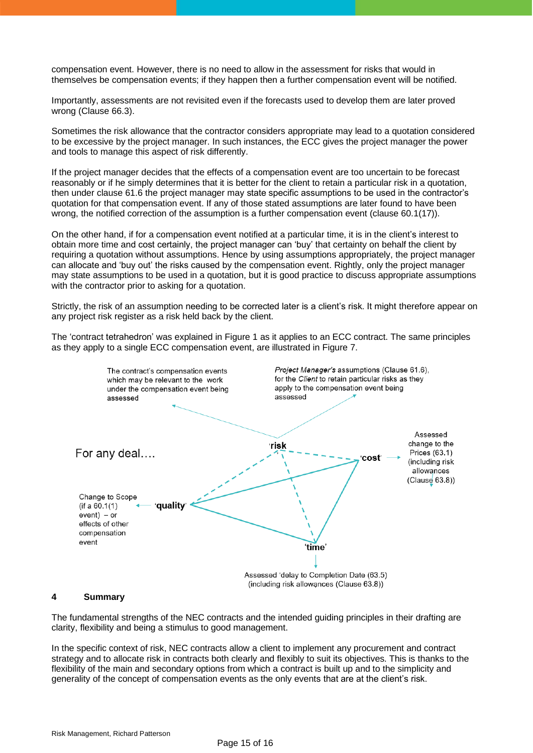compensation event. However, there is no need to allow in the assessment for risks that would in themselves be compensation events; if they happen then a further compensation event will be notified.

Importantly, assessments are not revisited even if the forecasts used to develop them are later proved wrong (Clause 66.3).

Sometimes the risk allowance that the contractor considers appropriate may lead to a quotation considered to be excessive by the project manager. In such instances, the ECC gives the project manager the power and tools to manage this aspect of risk differently.

If the project manager decides that the effects of a compensation event are too uncertain to be forecast reasonably or if he simply determines that it is better for the client to retain a particular risk in a quotation, then under clause 61.6 the project manager may state specific assumptions to be used in the contractor's quotation for that compensation event. If any of those stated assumptions are later found to have been wrong, the notified correction of the assumption is a further compensation event (clause 60.1(17)).

On the other hand, if for a compensation event notified at a particular time, it is in the client's interest to obtain more time and cost certainty, the project manager can 'buy' that certainty on behalf the client by requiring a quotation without assumptions. Hence by using assumptions appropriately, the project manager can allocate and 'buy out' the risks caused by the compensation event. Rightly, only the project manager may state assumptions to be used in a quotation, but it is good practice to discuss appropriate assumptions with the contractor prior to asking for a quotation.

Strictly, the risk of an assumption needing to be corrected later is a client's risk. It might therefore appear on any project risk register as a risk held back by the client.

The 'contract tetrahedron' was explained in Figure 1 as it applies to an ECC contract. The same principles as they apply to a single ECC compensation event, are illustrated in Figure 7.

For any deal….

'risk' — The contract's compensation events which may be relevant to the work under the compensation event being assessed; *Project Manager's* assumptions (Clause 61.6), for the *Client* to retain particular risks as they apply to the compensation event being assessed

'cost' — Assessed change to the Prices (63.1) (including risk allowances (Clause 63.8))

'quality' — Change to Scope (if a 60.1(1) event) – or effects of other compensation event

'time' — Assessed 'delay to Completion Date (63.5) (including risk allowances (Clause 63.8))

## 4 Summary

The fundamental strengths of the NEC contracts and the intended guiding principles in their drafting are clarity, flexibility and being a stimulus to good management.

In the specific context of risk, NEC contracts allow a client to implement any procurement and contract strategy and to allocate risk in contracts both clearly and flexibly to suit its objectives. This is thanks to the flexibility of the main and secondary options from which a contract is built up and to the simplicity and generality of the concept of compensation events as the only events that are at the client's risk.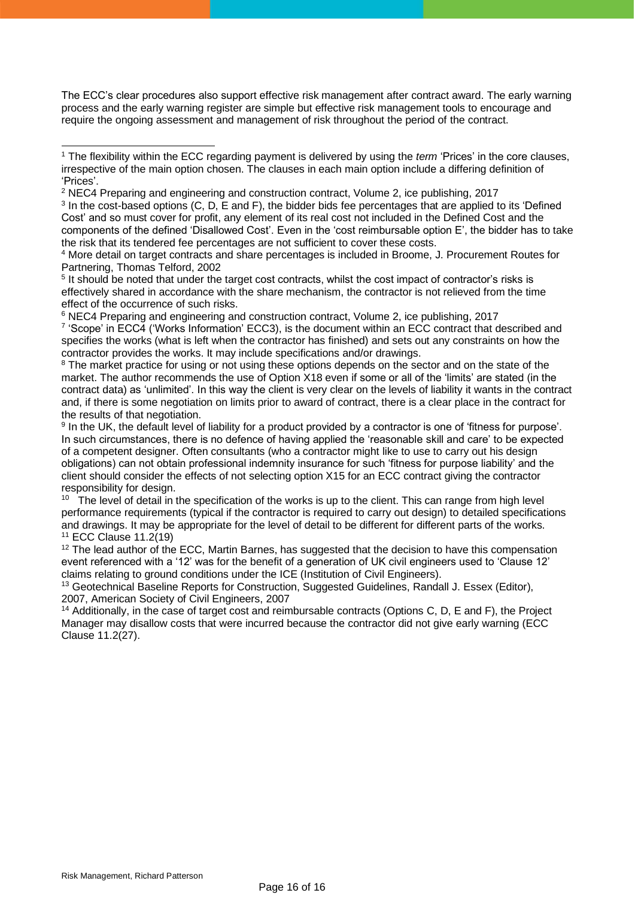The ECC's clear procedures also support effective risk management after contract award. The early warning process and the early warning register are simple but effective risk management tools to encourage and require the ongoing assessment and management of risk throughout the period of the contract.

---

[1] The flexibility within the ECC regarding payment is delivered by using the *term* 'Prices' in the core clauses, irrespective of the main option chosen. The clauses in each main option include a differing definition of 'Prices'.

[2] NEC4 Preparing and engineering and construction contract, Volume 2, ice publishing, 2017

[3] In the cost-based options (C, D, E and F), the bidder bids fee percentages that are applied to its 'Defined Cost' and so must cover for profit, any element of its real cost not included in the Defined Cost and the components of the defined 'Disallowed Cost'. Even in the 'cost reimbursable option E', the bidder has to take the risk that its tendered fee percentages are not sufficient to cover these costs.

[4] More detail on target contracts and share percentages is included in Broome, J. Procurement Routes for Partnering, Thomas Telford, 2002

[5] It should be noted that under the target cost contracts, whilst the cost impact of contractor's risks is effectively shared in accordance with the share mechanism, the contractor is not relieved from the time effect of the occurrence of such risks.

[6] NEC4 Preparing and engineering and construction contract, Volume 2, ice publishing, 2017

[7] 'Scope' in ECC4 ('Works Information' ECC3), is the document within an ECC contract that described and specifies the works (what is left when the contractor has finished) and sets out any constraints on how the contractor provides the works. It may include specifications and/or drawings.

[8] The market practice for using or not using these options depends on the sector and on the state of the market. The author recommends the use of Option X18 even if some or all of the 'limits' are stated (in the contract data) as 'unlimited'. In this way the client is very clear on the levels of liability it wants in the contract and, if there is some negotiation on limits prior to award of contract, there is a clear place in the contract for the results of that negotiation.

[9] In the UK, the default level of liability for a product provided by a contractor is one of 'fitness for purpose'. In such circumstances, there is no defence of having applied the 'reasonable skill and care' to be expected of a competent designer. Often consultants (who a contractor might like to use to carry out his design obligations) can not obtain professional indemnity insurance for such 'fitness for purpose liability' and the client should consider the effects of not selecting option X15 for an ECC contract giving the contractor responsibility for design.

[10] The level of detail in the specification of the works is up to the client. This can range from high level performance requirements (typical if the contractor is required to carry out design) to detailed specifications and drawings. It may be appropriate for the level of detail to be different for different parts of the works.

[11] ECC Clause 11.2(19)

[12] The lead author of the ECC, Martin Barnes, has suggested that the decision to have this compensation event referenced with a '12' was for the benefit of a generation of UK civil engineers used to 'Clause 12' claims relating to ground conditions under the ICE (Institution of Civil Engineers).

[13] Geotechnical Baseline Reports for Construction, Suggested Guidelines, Randall J. Essex (Editor), 2007, American Society of Civil Engineers, 2007

[14] Additionally, in the case of target cost and reimbursable contracts (Options C, D, E and F), the Project Manager may disallow costs that were incurred because the contractor did not give early warning (ECC Clause 11.2(27).